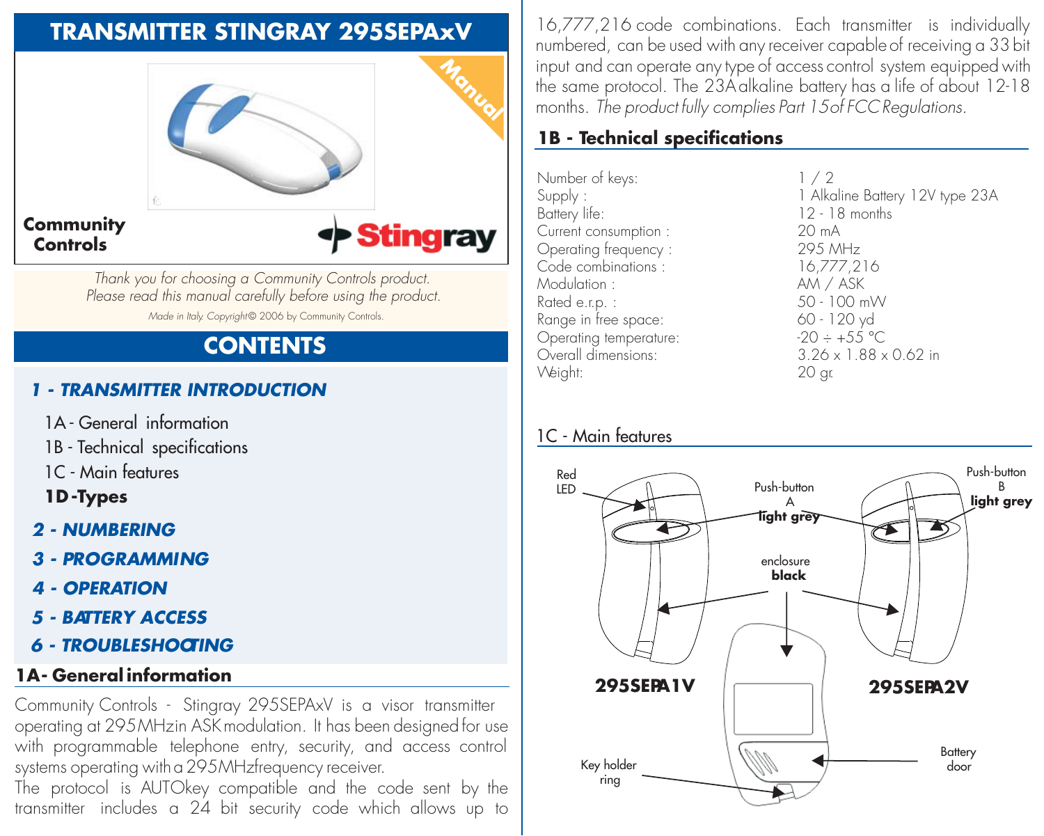# TRANSMITTER STINGRAY 295SEPAxV

Manual

**Community Controls**

Stingray

*Thank you for choosing a Community Controls product.*
*Please read this manual carefully before using the product.*

*Made in Italy. Copyright© 2006 by Community Controls.*

## CONTENTS

***1 - TRANSMITTER INTRODUCTION***

- 1A - General information
- 1B - Technical specifications
- 1C - Main features
- **1D -Types**

***2 - NUMBERING***

***3 - PROGRAMMING***

***4 - OPERATION***

***5 - BATTERY ACCESS***

***6 - TROUBLESHOOTING***

## 1A- General information

Community Controls - Stingray 295SEPAxV is a visor transmitter operating at 295MHz in ASK modulation. It has been designed for use with programmable telephone entry, security, and access control systems operating with a 295MHz frequency receiver.

The protocol is AUTOkey compatible and the code sent by the transmitter includes a 24 bit security code which allows up to 16,777,216 code combinations. Each transmitter is individually numbered, can be used with any receiver capable of receiving a 33 bit input and can operate any type of access control system equipped with the same protocol. The 23A alkaline battery has a life of about 12-18 months. *The product fully complies Part 15 of FCC Regulations.*

## 1B - Technical specifications

| | |
|---|---|
| Number of keys: | 1 / 2 |
| Supply : | 1 Alkaline Battery 12V type 23A |
| Battery life: | 12 - 18 months |
| Current consumption : | 20 mA |
| Operating frequency : | 295 MHz |
| Code combinations : | 16,777,216 |
| Modulation : | AM / ASK |
| Rated e.r.p. : | 50 - 100 mW |
| Range in free space: | 60 - 120 yd |
| Operating temperature: | -20 ÷ +55 °C |
| Overall dimensions: | 3.26 x 1.88 x 0.62 in |
| Weight: | 20 gr. |

## 1C - Main features

Red LED

Push-button A **light grey**

Push-button B **light grey**

enclosure **black**

**295SEPA1V**

**295SEPA2V**

Key holder ring

Battery door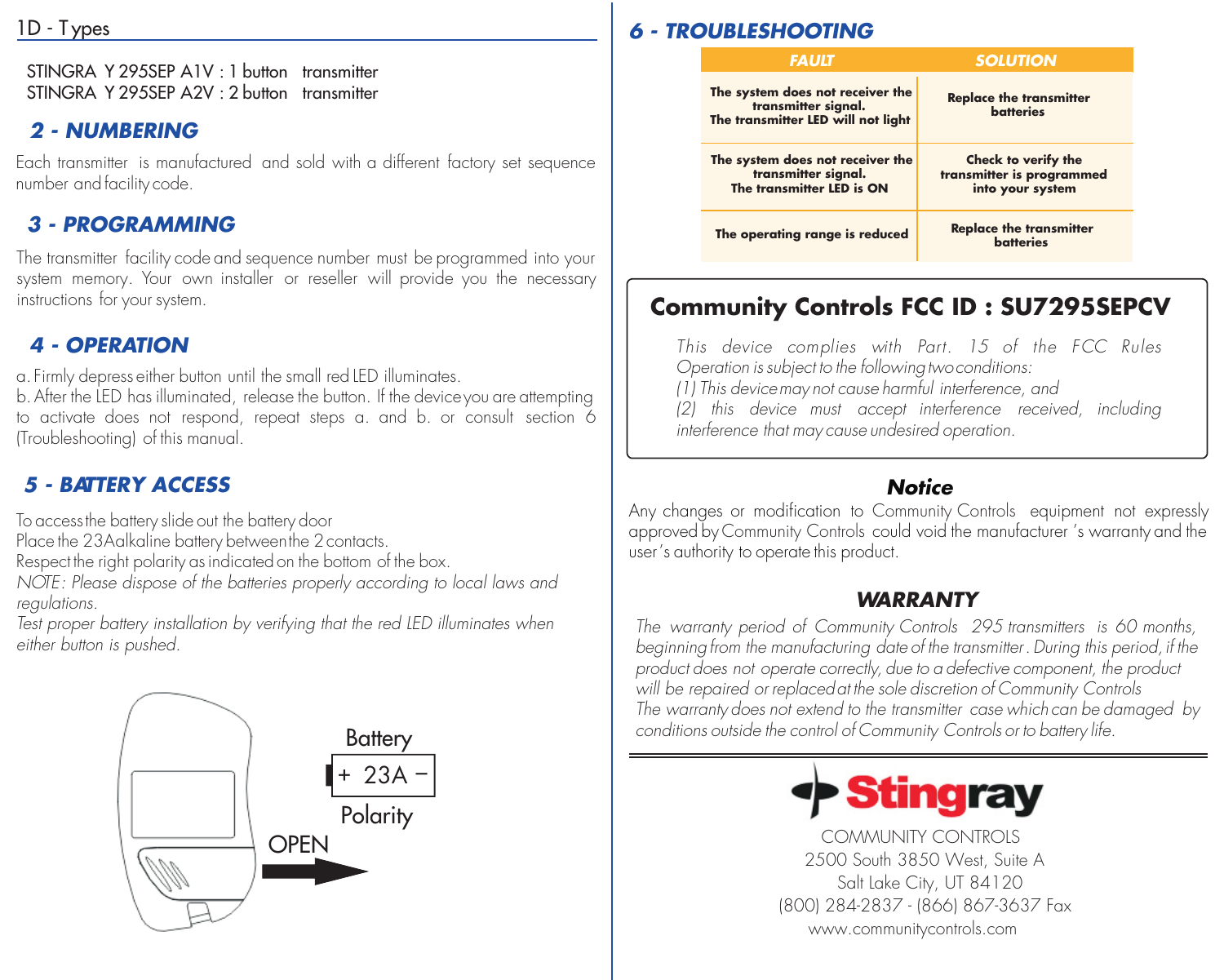## 1D - Types

STINGRA Y 295SEP A1V : 1 button transmitter
STINGRA Y 295SEP A2V : 2 button transmitter

## 2 - NUMBERING

Each transmitter is manufactured and sold with a different factory set sequence number and facility code.

## 3 - PROGRAMMING

The transmitter facility code and sequence number must be programmed into your system memory. Your own installer or reseller will provide you the necessary instructions for your system.

## 4 - OPERATION

a. Firmly depress either button until the small red LED illuminates.
b. After the LED has illuminated, release the button. If the device you are attempting to activate does not respond, repeat steps a. and b. or consult section 6 (Troubleshooting) of this manual.

## 5 - BATTERY ACCESS

To access the battery slide out the battery door
Place the 23A alkaline battery between the 2 contacts.
Respect the right polarity as indicated on the bottom of the box.
*NOTE: Please dispose of the batteries properly according to local laws and regulations.*
*Test proper battery installation by verifying that the red LED illuminates when either button is pushed.*

Battery
+ 23A −
Polarity
OPEN

## 6 - TROUBLESHOOTING

| FAULT | SOLUTION |
|---|---|
| The system does not receiver the transmitter signal. The transmitter LED will not light | Replace the transmitter batteries |
| The system does not receiver the transmitter signal. The transmitter LED is ON | Check to verify the transmitter is programmed into your system |
| The operating range is reduced | Replace the transmitter batteries |

### Community Controls FCC ID : SU7295SEPCV

*This device complies with Part. 15 of the FCC Rules Operation is subject to the following two conditions:*
*(1) This device may not cause harmful interference, and*
*(2) this device must accept interference received, including interference that may cause undesired operation.*

### *Notice*

Any changes or modification to Community Controls equipment not expressly approved by Community Controls could void the manufacturer 's warranty and the user's authority to operate this product.

### *WARRANTY*

*The warranty period of Community Controls 295 transmitters is 60 months, beginning from the manufacturing date of the transmitter. During this period, if the product does not operate correctly, due to a defective component, the product will be repaired or replaced at the sole discretion of Community Controls*
*The warranty does not extend to the transmitter case which can be damaged by conditions outside the control of Community Controls or to battery life.*

Stingray
COMMUNITY CONTROLS
2500 South 3850 West, Suite A
Salt Lake City, UT 84120
(800) 284-2837 - (866) 867-3637 Fax
www.communitycontrols.com